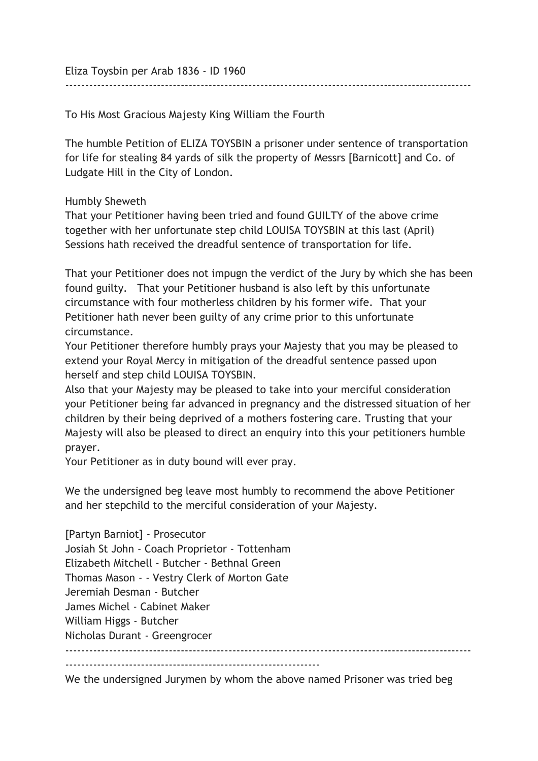Eliza Toysbin per Arab 1836 - ID 1960

---

To His Most Gracious Majesty King William the Fourth

The humble Petition of ELIZA TOYSBIN a prisoner under sentence of transportation for life for stealing 84 yards of silk the property of Messrs [Barnicott] and Co. of Ludgate Hill in the City of London.

Humbly Sheweth
That your Petitioner having been tried and found GUILTY of the above crime together with her unfortunate step child LOUISA TOYSBIN at this last (April) Sessions hath received the dreadful sentence of transportation for life.

That your Petitioner does not impugn the verdict of the Jury by which she has been found guilty. That your Petitioner husband is also left by this unfortunate circumstance with four motherless children by his former wife. That your Petitioner hath never been guilty of any crime prior to this unfortunate circumstance.
Your Petitioner therefore humbly prays your Majesty that you may be pleased to extend your Royal Mercy in mitigation of the dreadful sentence passed upon herself and step child LOUISA TOYSBIN.
Also that your Majesty may be pleased to take into your merciful consideration your Petitioner being far advanced in pregnancy and the distressed situation of her children by their being deprived of a mothers fostering care. Trusting that your Majesty will also be pleased to direct an enquiry into this your petitioners humble prayer.
Your Petitioner as in duty bound will ever pray.

We the undersigned beg leave most humbly to recommend the above Petitioner and her stepchild to the merciful consideration of your Majesty.

[Partyn Barniot] - Prosecutor
Josiah St John - Coach Proprietor - Tottenham
Elizabeth Mitchell - Butcher - Bethnal Green
Thomas Mason - - Vestry Clerk of Morton Gate
Jeremiah Desman - Butcher
James Michel - Cabinet Maker
William Higgs - Butcher
Nicholas Durant - Greengrocer

---

We the undersigned Jurymen by whom the above named Prisoner was tried beg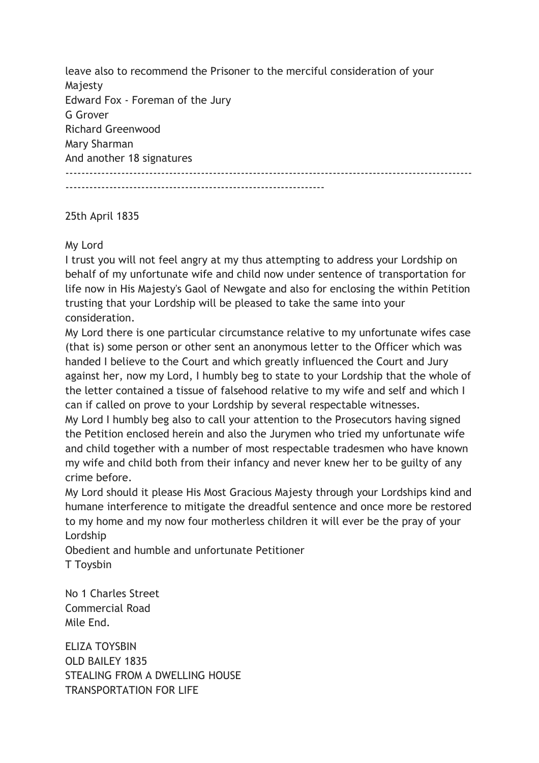leave also to recommend the Prisoner to the merciful consideration of your Majesty
Edward Fox - Foreman of the Jury
G Grover
Richard Greenwood
Mary Sharman
And another 18 signatures

---

25th April 1835

My Lord
I trust you will not feel angry at my thus attempting to address your Lordship on behalf of my unfortunate wife and child now under sentence of transportation for life now in His Majesty's Gaol of Newgate and also for enclosing the within Petition trusting that your Lordship will be pleased to take the same into your consideration.
My Lord there is one particular circumstance relative to my unfortunate wifes case (that is) some person or other sent an anonymous letter to the Officer which was handed I believe to the Court and which greatly influenced the Court and Jury against her, now my Lord, I humbly beg to state to your Lordship that the whole of the letter contained a tissue of falsehood relative to my wife and self and which I can if called on prove to your Lordship by several respectable witnesses.
My Lord I humbly beg also to call your attention to the Prosecutors having signed the Petition enclosed herein and also the Jurymen who tried my unfortunate wife and child together with a number of most respectable tradesmen who have known my wife and child both from their infancy and never knew her to be guilty of any crime before.
My Lord should it please His Most Gracious Majesty through your Lordships kind and humane interference to mitigate the dreadful sentence and once more be restored to my home and my now four motherless children it will ever be the pray of your Lordship
Obedient and humble and unfortunate Petitioner
T Toysbin

No 1 Charles Street
Commercial Road
Mile End.

ELIZA TOYSBIN
OLD BAILEY 1835
STEALING FROM A DWELLING HOUSE
TRANSPORTATION FOR LIFE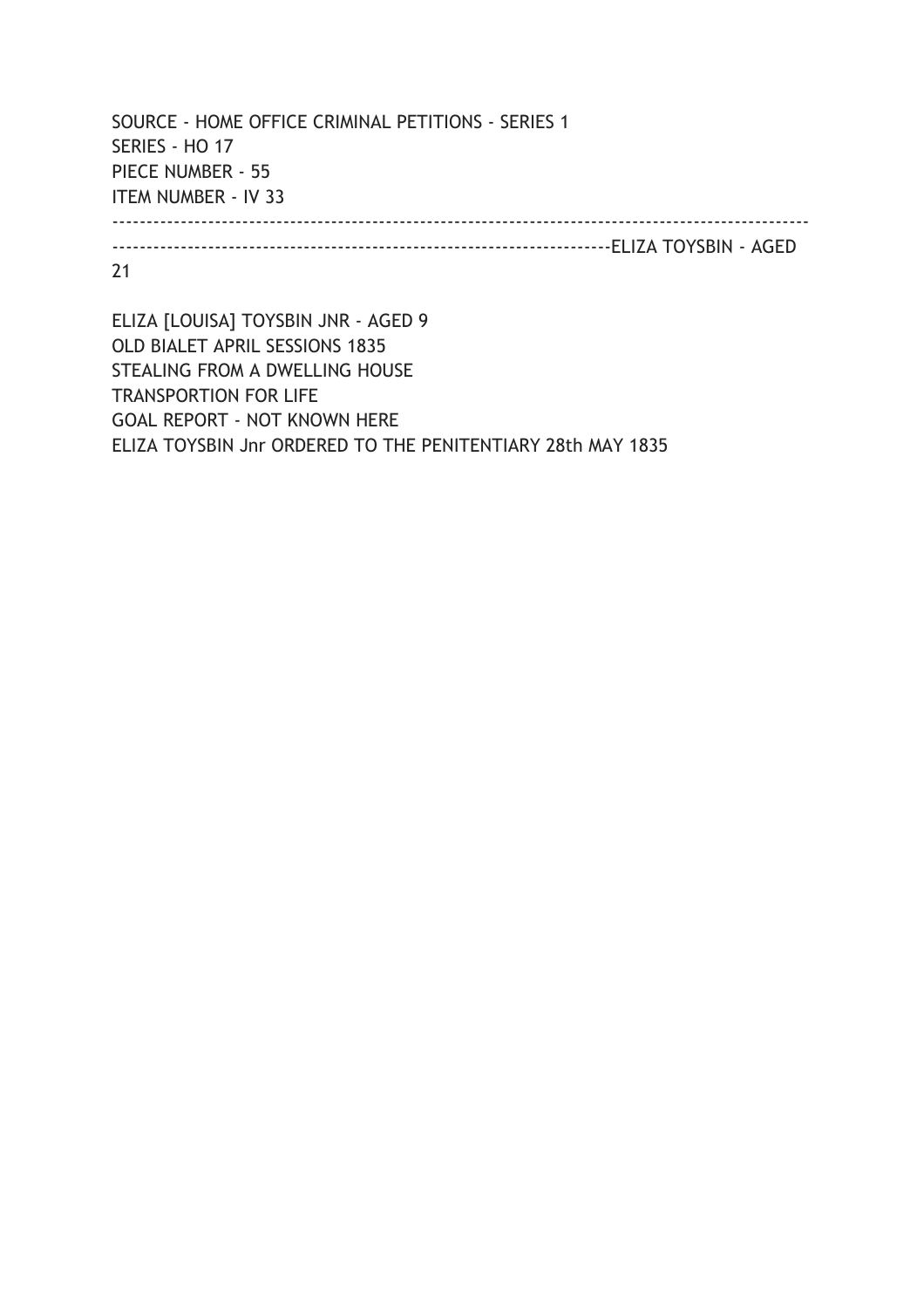SOURCE - HOME OFFICE CRIMINAL PETITIONS - SERIES 1
SERIES - HO 17
PIECE NUMBER - 55
ITEM NUMBER - IV 33

-----------------------------------------------------------------------------------------------------------------------------------------------------------------------------------ELIZA TOYSBIN - AGED 21

ELIZA [LOUISA] TOYSBIN JNR - AGED 9
OLD BIALET APRIL SESSIONS 1835
STEALING FROM A DWELLING HOUSE
TRANSPORTION FOR LIFE
GOAL REPORT - NOT KNOWN HERE
ELIZA TOYSBIN Jnr ORDERED TO THE PENITENTIARY 28th MAY 1835